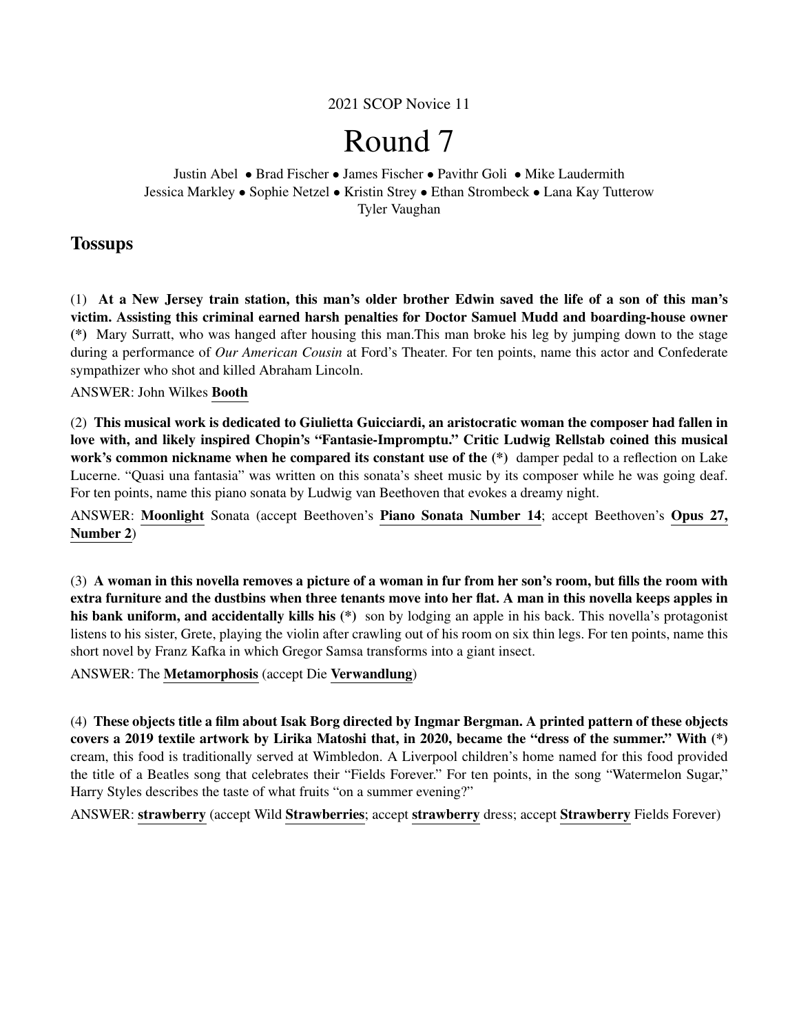2021 SCOP Novice 11

# Round 7

Justin Abel • Brad Fischer • James Fischer • Pavithr Goli • Mike Laudermith
Jessica Markley • Sophie Netzel • Kristin Strey • Ethan Strombeck • Lana Kay Tutterow
Tyler Vaughan

## Tossups

(1) **At a New Jersey train station, this man's older brother Edwin saved the life of a son of this man's victim. Assisting this criminal earned harsh penalties for Doctor Samuel Mudd and boarding-house owner (*)** Mary Surratt, who was hanged after housing this man.This man broke his leg by jumping down to the stage during a performance of *Our American Cousin* at Ford's Theater. For ten points, name this actor and Confederate sympathizer who shot and killed Abraham Lincoln.

ANSWER: John Wilkes **Booth**

(2) **This musical work is dedicated to Giulietta Guicciardi, an aristocratic woman the composer had fallen in love with, and likely inspired Chopin's "Fantasie-Impromptu." Critic Ludwig Rellstab coined this musical work's common nickname when he compared its constant use of the (*)** damper pedal to a reflection on Lake Lucerne. "Quasi una fantasia" was written on this sonata's sheet music by its composer while he was going deaf. For ten points, name this piano sonata by Ludwig van Beethoven that evokes a dreamy night.

ANSWER: **Moonlight** Sonata (accept Beethoven's **Piano Sonata Number 14**; accept Beethoven's **Opus 27, Number 2**)

(3) **A woman in this novella removes a picture of a woman in fur from her son's room, but fills the room with extra furniture and the dustbins when three tenants move into her flat. A man in this novella keeps apples in his bank uniform, and accidentally kills his (*)** son by lodging an apple in his back. This novella's protagonist listens to his sister, Grete, playing the violin after crawling out of his room on six thin legs. For ten points, name this short novel by Franz Kafka in which Gregor Samsa transforms into a giant insect.

ANSWER: The **Metamorphosis** (accept Die **Verwandlung**)

(4) **These objects title a film about Isak Borg directed by Ingmar Bergman. A printed pattern of these objects covers a 2019 textile artwork by Lirika Matoshi that, in 2020, became the "dress of the summer." With (*)** cream, this food is traditionally served at Wimbledon. A Liverpool children's home named for this food provided the title of a Beatles song that celebrates their "Fields Forever." For ten points, in the song "Watermelon Sugar," Harry Styles describes the taste of what fruits "on a summer evening?"

ANSWER: **strawberry** (accept Wild **Strawberries**; accept **strawberry** dress; accept **Strawberry** Fields Forever)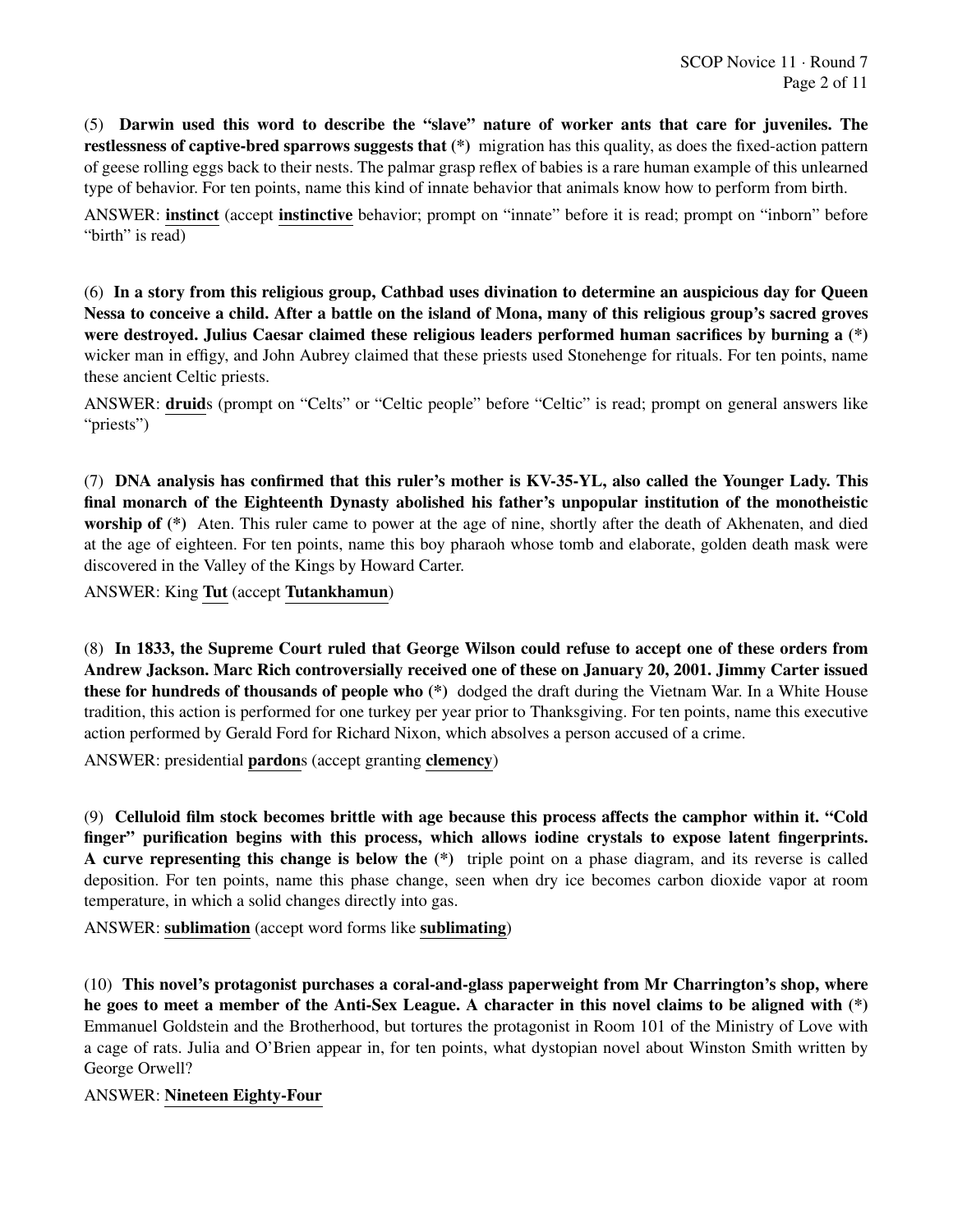(5) **Darwin used this word to describe the "slave" nature of worker ants that care for juveniles. The restlessness of captive-bred sparrows suggests that (*)** migration has this quality, as does the fixed-action pattern of geese rolling eggs back to their nests. The palmar grasp reflex of babies is a rare human example of this unlearned type of behavior. For ten points, name this kind of innate behavior that animals know how to perform from birth.

ANSWER: **instinct** (accept **instinctive** behavior; prompt on "innate" before it is read; prompt on "inborn" before "birth" is read)

(6) **In a story from this religious group, Cathbad uses divination to determine an auspicious day for Queen Nessa to conceive a child. After a battle on the island of Mona, many of this religious group's sacred groves were destroyed. Julius Caesar claimed these religious leaders performed human sacrifices by burning a (*)** wicker man in effigy, and John Aubrey claimed that these priests used Stonehenge for rituals. For ten points, name these ancient Celtic priests.

ANSWER: **druid**s (prompt on "Celts" or "Celtic people" before "Celtic" is read; prompt on general answers like "priests")

(7) **DNA analysis has confirmed that this ruler's mother is KV-35-YL, also called the Younger Lady. This final monarch of the Eighteenth Dynasty abolished his father's unpopular institution of the monotheistic worship of (*)** Aten. This ruler came to power at the age of nine, shortly after the death of Akhenaten, and died at the age of eighteen. For ten points, name this boy pharaoh whose tomb and elaborate, golden death mask were discovered in the Valley of the Kings by Howard Carter.

ANSWER: King **Tut** (accept **Tutankhamun**)

(8) **In 1833, the Supreme Court ruled that George Wilson could refuse to accept one of these orders from Andrew Jackson. Marc Rich controversially received one of these on January 20, 2001. Jimmy Carter issued these for hundreds of thousands of people who (*)** dodged the draft during the Vietnam War. In a White House tradition, this action is performed for one turkey per year prior to Thanksgiving. For ten points, name this executive action performed by Gerald Ford for Richard Nixon, which absolves a person accused of a crime.

ANSWER: presidential **pardon**s (accept granting **clemency**)

(9) **Celluloid film stock becomes brittle with age because this process affects the camphor within it. "Cold finger" purification begins with this process, which allows iodine crystals to expose latent fingerprints. A curve representing this change is below the (*)** triple point on a phase diagram, and its reverse is called deposition. For ten points, name this phase change, seen when dry ice becomes carbon dioxide vapor at room temperature, in which a solid changes directly into gas.

ANSWER: **sublimation** (accept word forms like **sublimating**)

(10) **This novel's protagonist purchases a coral-and-glass paperweight from Mr Charrington's shop, where he goes to meet a member of the Anti-Sex League. A character in this novel claims to be aligned with (*)** Emmanuel Goldstein and the Brotherhood, but tortures the protagonist in Room 101 of the Ministry of Love with a cage of rats. Julia and O'Brien appear in, for ten points, what dystopian novel about Winston Smith written by George Orwell?

ANSWER: **Nineteen Eighty-Four**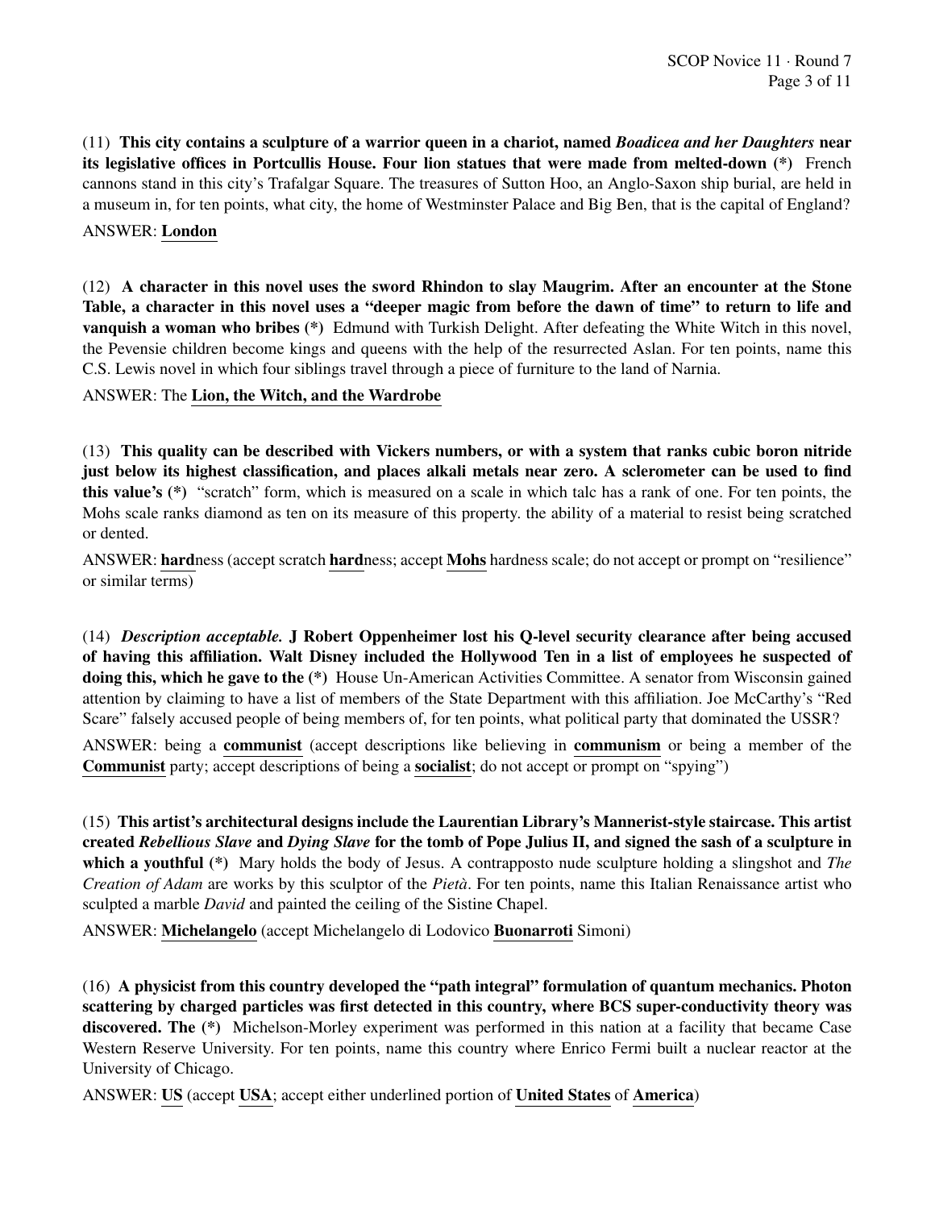(11) **This city contains a sculpture of a warrior queen in a chariot, named *Boadicea and her Daughters* near its legislative offices in Portcullis House. Four lion statues that were made from melted-down (*)** French cannons stand in this city's Trafalgar Square. The treasures of Sutton Hoo, an Anglo-Saxon ship burial, are held in a museum in, for ten points, what city, the home of Westminster Palace and Big Ben, that is the capital of England?

ANSWER: **London**

(12) **A character in this novel uses the sword Rhindon to slay Maugrim. After an encounter at the Stone Table, a character in this novel uses a "deeper magic from before the dawn of time" to return to life and vanquish a woman who bribes (*)** Edmund with Turkish Delight. After defeating the White Witch in this novel, the Pevensie children become kings and queens with the help of the resurrected Aslan. For ten points, name this C.S. Lewis novel in which four siblings travel through a piece of furniture to the land of Narnia.

ANSWER: The **Lion, the Witch, and the Wardrobe**

(13) **This quality can be described with Vickers numbers, or with a system that ranks cubic boron nitride just below its highest classification, and places alkali metals near zero. A sclerometer can be used to find this value's (*)** "scratch" form, which is measured on a scale in which talc has a rank of one. For ten points, the Mohs scale ranks diamond as ten on its measure of this property. the ability of a material to resist being scratched or dented.

ANSWER: **hard**ness (accept scratch **hard**ness; accept **Mohs** hardness scale; do not accept or prompt on "resilience" or similar terms)

(14) ***Description acceptable.* J Robert Oppenheimer lost his Q-level security clearance after being accused of having this affiliation. Walt Disney included the Hollywood Ten in a list of employees he suspected of doing this, which he gave to the (*)** House Un-American Activities Committee. A senator from Wisconsin gained attention by claiming to have a list of members of the State Department with this affiliation. Joe McCarthy's "Red Scare" falsely accused people of being members of, for ten points, what political party that dominated the USSR?

ANSWER: being a **communist** (accept descriptions like believing in **communism** or being a member of the **Communist** party; accept descriptions of being a **socialist**; do not accept or prompt on "spying")

(15) **This artist's architectural designs include the Laurentian Library's Mannerist-style staircase. This artist created *Rebellious Slave* and *Dying Slave* for the tomb of Pope Julius II, and signed the sash of a sculpture in which a youthful (*)** Mary holds the body of Jesus. A contrapposto nude sculpture holding a slingshot and *The Creation of Adam* are works by this sculptor of the *Pietà*. For ten points, name this Italian Renaissance artist who sculpted a marble *David* and painted the ceiling of the Sistine Chapel.

ANSWER: **Michelangelo** (accept Michelangelo di Lodovico **Buonarroti** Simoni)

(16) **A physicist from this country developed the "path integral" formulation of quantum mechanics. Photon scattering by charged particles was first detected in this country, where BCS super-conductivity theory was discovered. The (*)** Michelson-Morley experiment was performed in this nation at a facility that became Case Western Reserve University. For ten points, name this country where Enrico Fermi built a nuclear reactor at the University of Chicago.

ANSWER: **US** (accept **USA**; accept either underlined portion of **United States** of **America**)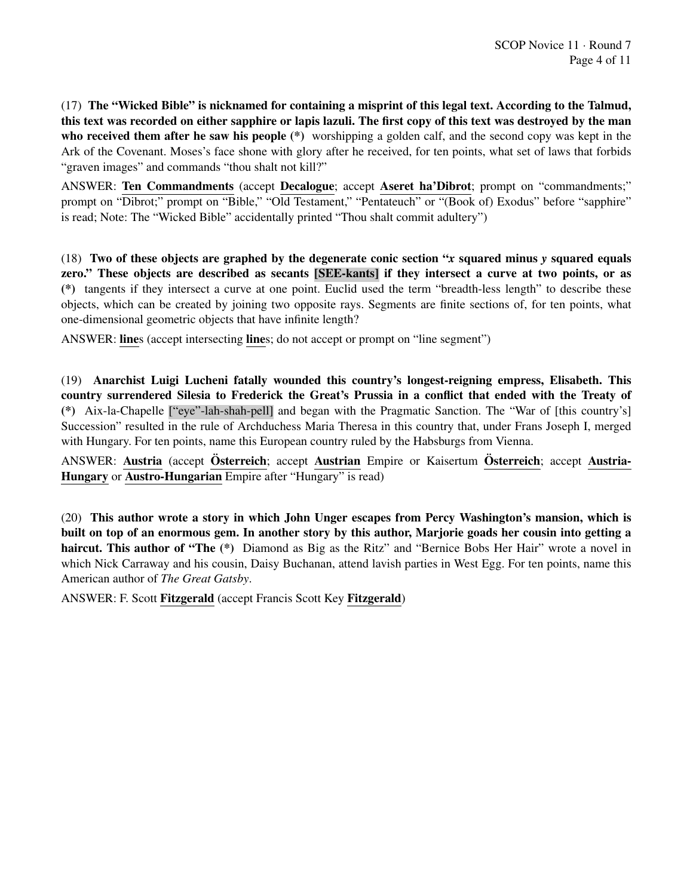(17) **The "Wicked Bible" is nicknamed for containing a misprint of this legal text. According to the Talmud, this text was recorded on either sapphire or lapis lazuli. The first copy of this text was destroyed by the man who received them after he saw his people (*)** worshipping a golden calf, and the second copy was kept in the Ark of the Covenant. Moses's face shone with glory after he received, for ten points, what set of laws that forbids "graven images" and commands "thou shalt not kill?"

ANSWER: **Ten Commandments** (accept **Decalogue**; accept **Aseret ha'Dibrot**; prompt on "commandments;" prompt on "Dibrot;" prompt on "Bible," "Old Testament," "Pentateuch" or "(Book of) Exodus" before "sapphire" is read; Note: The "Wicked Bible" accidentally printed "Thou shalt commit adultery")

(18) **Two of these objects are graphed by the degenerate conic section "*x* squared minus *y* squared equals zero." These objects are described as secants [SEE-kants] if they intersect a curve at two points, or as (*)** tangents if they intersect a curve at one point. Euclid used the term "breadth-less length" to describe these objects, which can be created by joining two opposite rays. Segments are finite sections of, for ten points, what one-dimensional geometric objects that have infinite length?

ANSWER: **line**s (accept intersecting **line**s; do not accept or prompt on "line segment")

(19) **Anarchist Luigi Lucheni fatally wounded this country's longest-reigning empress, Elisabeth. This country surrendered Silesia to Frederick the Great's Prussia in a conflict that ended with the Treaty of (*)** Aix-la-Chapelle ["eye"-lah-shah-pell] and began with the Pragmatic Sanction. The "War of [this country's] Succession" resulted in the rule of Archduchess Maria Theresa in this country that, under Frans Joseph I, merged with Hungary. For ten points, name this European country ruled by the Habsburgs from Vienna.

ANSWER: **Austria** (accept **Österreich**; accept **Austrian** Empire or Kaisertum **Österreich**; accept **Austria-Hungary** or **Austro-Hungarian** Empire after "Hungary" is read)

(20) **This author wrote a story in which John Unger escapes from Percy Washington's mansion, which is built on top of an enormous gem. In another story by this author, Marjorie goads her cousin into getting a haircut. This author of "The (*)** Diamond as Big as the Ritz" and "Bernice Bobs Her Hair" wrote a novel in which Nick Carraway and his cousin, Daisy Buchanan, attend lavish parties in West Egg. For ten points, name this American author of *The Great Gatsby*.

ANSWER: F. Scott **Fitzgerald** (accept Francis Scott Key **Fitzgerald**)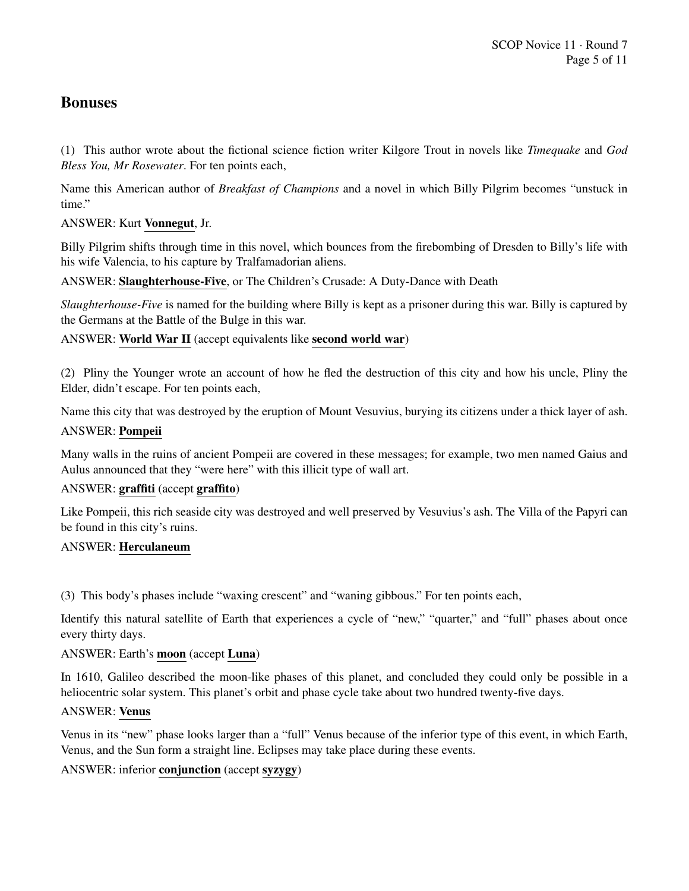## Bonuses

(1) This author wrote about the fictional science fiction writer Kilgore Trout in novels like *Timequake* and *God Bless You, Mr Rosewater*. For ten points each,

Name this American author of *Breakfast of Champions* and a novel in which Billy Pilgrim becomes "unstuck in time."

ANSWER: Kurt **Vonnegut**, Jr.

Billy Pilgrim shifts through time in this novel, which bounces from the firebombing of Dresden to Billy's life with his wife Valencia, to his capture by Tralfamadorian aliens.

ANSWER: **Slaughterhouse-Five**, or The Children's Crusade: A Duty-Dance with Death

*Slaughterhouse-Five* is named for the building where Billy is kept as a prisoner during this war. Billy is captured by the Germans at the Battle of the Bulge in this war.

ANSWER: **World War II** (accept equivalents like **second world war**)

(2) Pliny the Younger wrote an account of how he fled the destruction of this city and how his uncle, Pliny the Elder, didn't escape. For ten points each,

Name this city that was destroyed by the eruption of Mount Vesuvius, burying its citizens under a thick layer of ash.

ANSWER: **Pompeii**

Many walls in the ruins of ancient Pompeii are covered in these messages; for example, two men named Gaius and Aulus announced that they "were here" with this illicit type of wall art.

ANSWER: **graffiti** (accept **graffito**)

Like Pompeii, this rich seaside city was destroyed and well preserved by Vesuvius's ash. The Villa of the Papyri can be found in this city's ruins.

ANSWER: **Herculaneum**

(3) This body's phases include "waxing crescent" and "waning gibbous." For ten points each,

Identify this natural satellite of Earth that experiences a cycle of "new," "quarter," and "full" phases about once every thirty days.

ANSWER: Earth's **moon** (accept **Luna**)

In 1610, Galileo described the moon-like phases of this planet, and concluded they could only be possible in a heliocentric solar system. This planet's orbit and phase cycle take about two hundred twenty-five days.

ANSWER: **Venus**

Venus in its "new" phase looks larger than a "full" Venus because of the inferior type of this event, in which Earth, Venus, and the Sun form a straight line. Eclipses may take place during these events.

ANSWER: inferior **conjunction** (accept **syzygy**)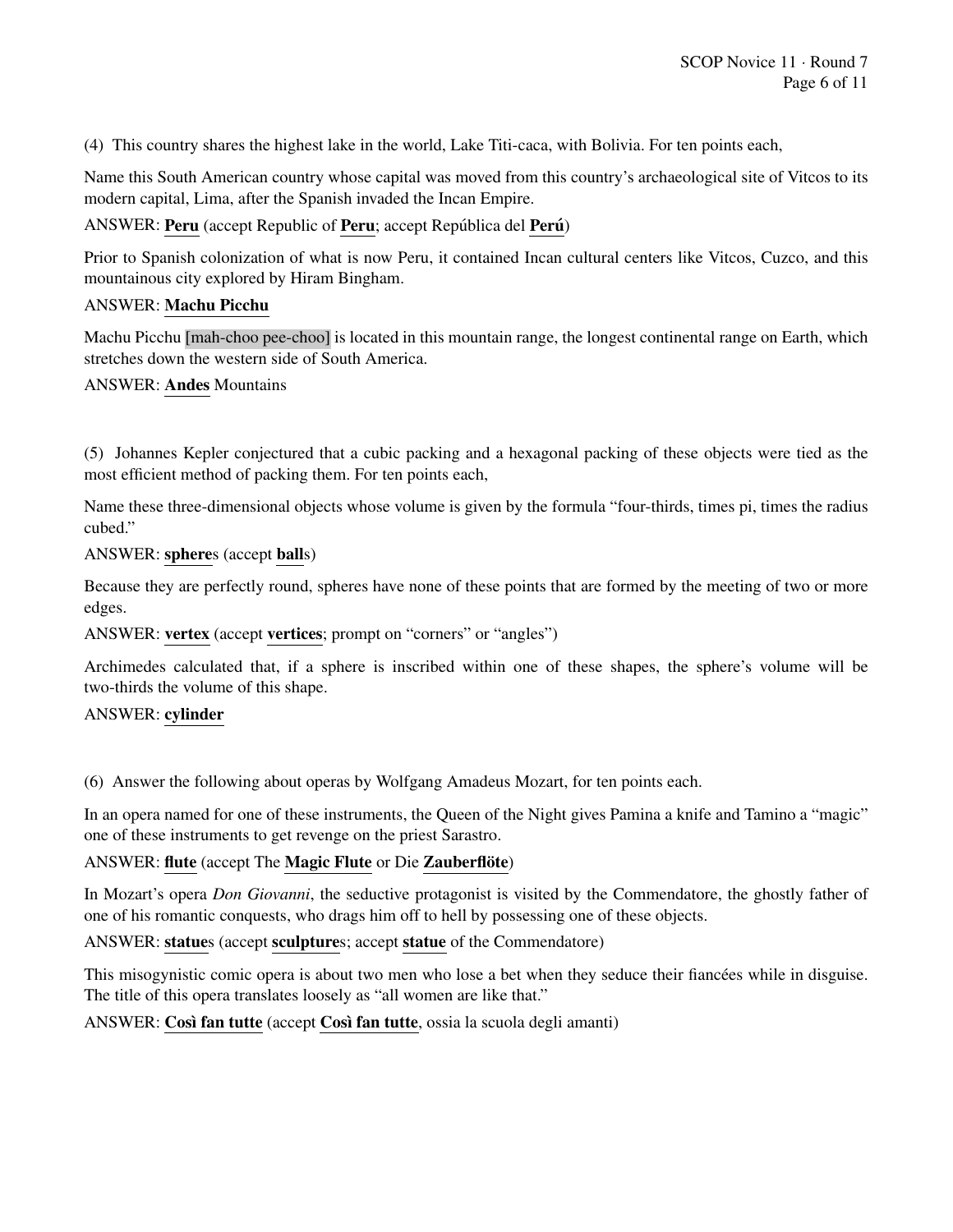(4) This country shares the highest lake in the world, Lake Titi-caca, with Bolivia. For ten points each,

Name this South American country whose capital was moved from this country's archaeological site of Vitcos to its modern capital, Lima, after the Spanish invaded the Incan Empire.

ANSWER: **Peru** (accept Republic of **Peru**; accept República del **Perú**)

Prior to Spanish colonization of what is now Peru, it contained Incan cultural centers like Vitcos, Cuzco, and this mountainous city explored by Hiram Bingham.

ANSWER: **Machu Picchu**

Machu Picchu [mah-choo pee-choo] is located in this mountain range, the longest continental range on Earth, which stretches down the western side of South America.

ANSWER: **Andes** Mountains

(5) Johannes Kepler conjectured that a cubic packing and a hexagonal packing of these objects were tied as the most efficient method of packing them. For ten points each,

Name these three-dimensional objects whose volume is given by the formula "four-thirds, times pi, times the radius cubed."

ANSWER: **sphere**s (accept **ball**s)

Because they are perfectly round, spheres have none of these points that are formed by the meeting of two or more edges.

ANSWER: **vertex** (accept **vertices**; prompt on "corners" or "angles")

Archimedes calculated that, if a sphere is inscribed within one of these shapes, the sphere's volume will be two-thirds the volume of this shape.

ANSWER: **cylinder**

(6) Answer the following about operas by Wolfgang Amadeus Mozart, for ten points each.

In an opera named for one of these instruments, the Queen of the Night gives Pamina a knife and Tamino a "magic" one of these instruments to get revenge on the priest Sarastro.

ANSWER: **flute** (accept The **Magic Flute** or Die **Zauberflöte**)

In Mozart's opera *Don Giovanni*, the seductive protagonist is visited by the Commendatore, the ghostly father of one of his romantic conquests, who drags him off to hell by possessing one of these objects.

ANSWER: **statue**s (accept **sculpture**s; accept **statue** of the Commendatore)

This misogynistic comic opera is about two men who lose a bet when they seduce their fiancées while in disguise. The title of this opera translates loosely as "all women are like that."

ANSWER: **Così fan tutte** (accept **Così fan tutte**, ossia la scuola degli amanti)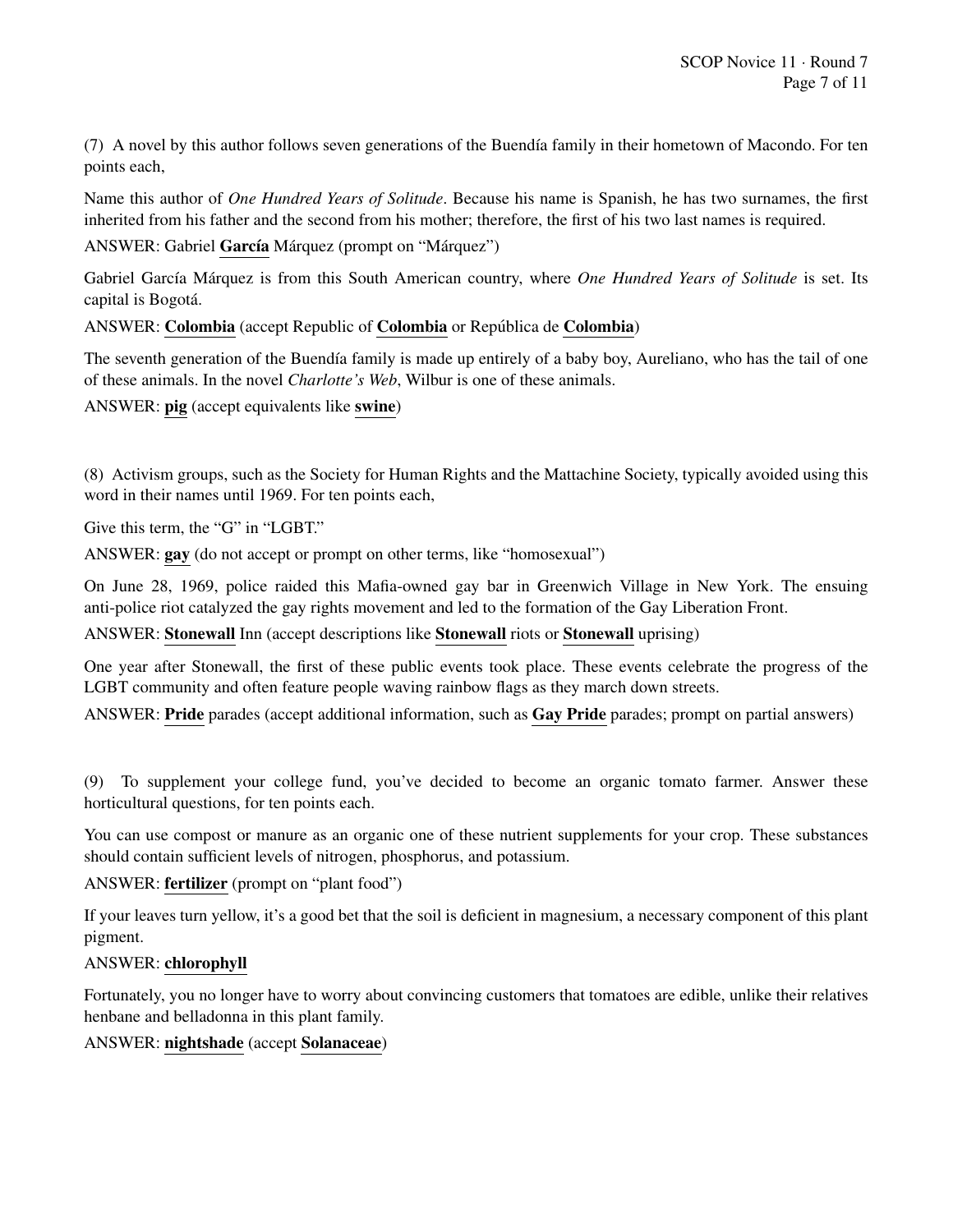(7) A novel by this author follows seven generations of the Buendía family in their hometown of Macondo. For ten points each,

Name this author of *One Hundred Years of Solitude*. Because his name is Spanish, he has two surnames, the first inherited from his father and the second from his mother; therefore, the first of his two last names is required.

ANSWER: Gabriel **García** Márquez (prompt on "Márquez")

Gabriel García Márquez is from this South American country, where *One Hundred Years of Solitude* is set. Its capital is Bogotá.

ANSWER: **Colombia** (accept Republic of **Colombia** or República de **Colombia**)

The seventh generation of the Buendía family is made up entirely of a baby boy, Aureliano, who has the tail of one of these animals. In the novel *Charlotte's Web*, Wilbur is one of these animals.

ANSWER: **pig** (accept equivalents like **swine**)

(8) Activism groups, such as the Society for Human Rights and the Mattachine Society, typically avoided using this word in their names until 1969. For ten points each,

Give this term, the "G" in "LGBT."

ANSWER: **gay** (do not accept or prompt on other terms, like "homosexual")

On June 28, 1969, police raided this Mafia-owned gay bar in Greenwich Village in New York. The ensuing anti-police riot catalyzed the gay rights movement and led to the formation of the Gay Liberation Front.

ANSWER: **Stonewall** Inn (accept descriptions like **Stonewall** riots or **Stonewall** uprising)

One year after Stonewall, the first of these public events took place. These events celebrate the progress of the LGBT community and often feature people waving rainbow flags as they march down streets.

ANSWER: **Pride** parades (accept additional information, such as **Gay Pride** parades; prompt on partial answers)

(9) To supplement your college fund, you've decided to become an organic tomato farmer. Answer these horticultural questions, for ten points each.

You can use compost or manure as an organic one of these nutrient supplements for your crop. These substances should contain sufficient levels of nitrogen, phosphorus, and potassium.

ANSWER: **fertilizer** (prompt on "plant food")

If your leaves turn yellow, it's a good bet that the soil is deficient in magnesium, a necessary component of this plant pigment.

ANSWER: **chlorophyll**

Fortunately, you no longer have to worry about convincing customers that tomatoes are edible, unlike their relatives henbane and belladonna in this plant family.

ANSWER: **nightshade** (accept **Solanaceae**)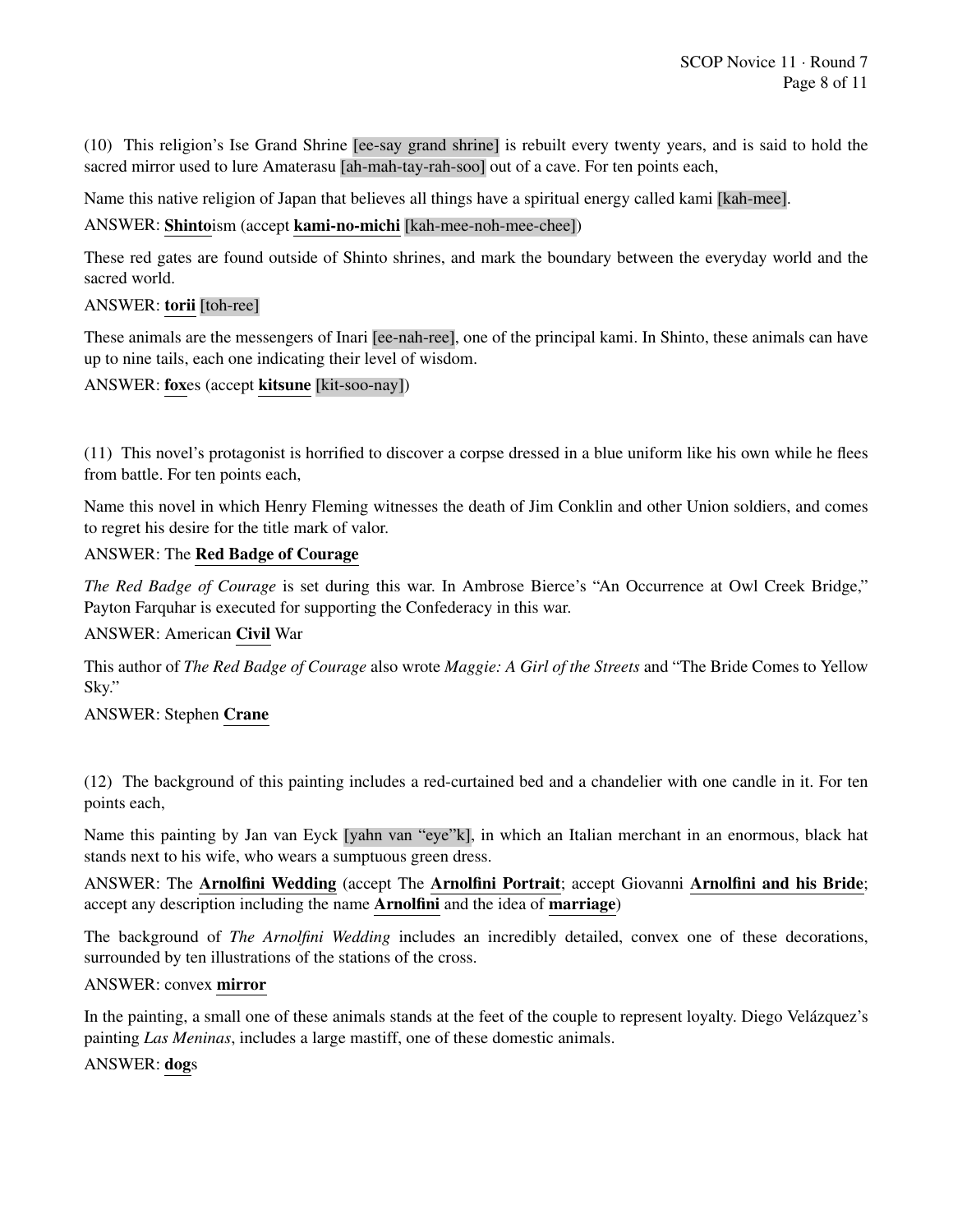(10) This religion's Ise Grand Shrine [ee-say grand shrine] is rebuilt every twenty years, and is said to hold the sacred mirror used to lure Amaterasu [ah-mah-tay-rah-soo] out of a cave. For ten points each,

Name this native religion of Japan that believes all things have a spiritual energy called kami [kah-mee].

ANSWER: **Shinto**ism (accept **kami-no-michi** [kah-mee-noh-mee-chee])

These red gates are found outside of Shinto shrines, and mark the boundary between the everyday world and the sacred world.

ANSWER: **torii** [toh-ree]

These animals are the messengers of Inari [ee-nah-ree], one of the principal kami. In Shinto, these animals can have up to nine tails, each one indicating their level of wisdom.

ANSWER: **fox**es (accept **kitsune** [kit-soo-nay])

(11) This novel's protagonist is horrified to discover a corpse dressed in a blue uniform like his own while he flees from battle. For ten points each,

Name this novel in which Henry Fleming witnesses the death of Jim Conklin and other Union soldiers, and comes to regret his desire for the title mark of valor.

ANSWER: The **Red Badge of Courage**

*The Red Badge of Courage* is set during this war. In Ambrose Bierce's "An Occurrence at Owl Creek Bridge," Payton Farquhar is executed for supporting the Confederacy in this war.

ANSWER: American **Civil** War

This author of *The Red Badge of Courage* also wrote *Maggie: A Girl of the Streets* and "The Bride Comes to Yellow Sky."

ANSWER: Stephen **Crane**

(12) The background of this painting includes a red-curtained bed and a chandelier with one candle in it. For ten points each,

Name this painting by Jan van Eyck [yahn van "eye"k], in which an Italian merchant in an enormous, black hat stands next to his wife, who wears a sumptuous green dress.

ANSWER: The **Arnolfini Wedding** (accept The **Arnolfini Portrait**; accept Giovanni **Arnolfini and his Bride**; accept any description including the name **Arnolfini** and the idea of **marriage**)

The background of *The Arnolfini Wedding* includes an incredibly detailed, convex one of these decorations, surrounded by ten illustrations of the stations of the cross.

ANSWER: convex **mirror**

In the painting, a small one of these animals stands at the feet of the couple to represent loyalty. Diego Velázquez's painting *Las Meninas*, includes a large mastiff, one of these domestic animals.

ANSWER: **dog**s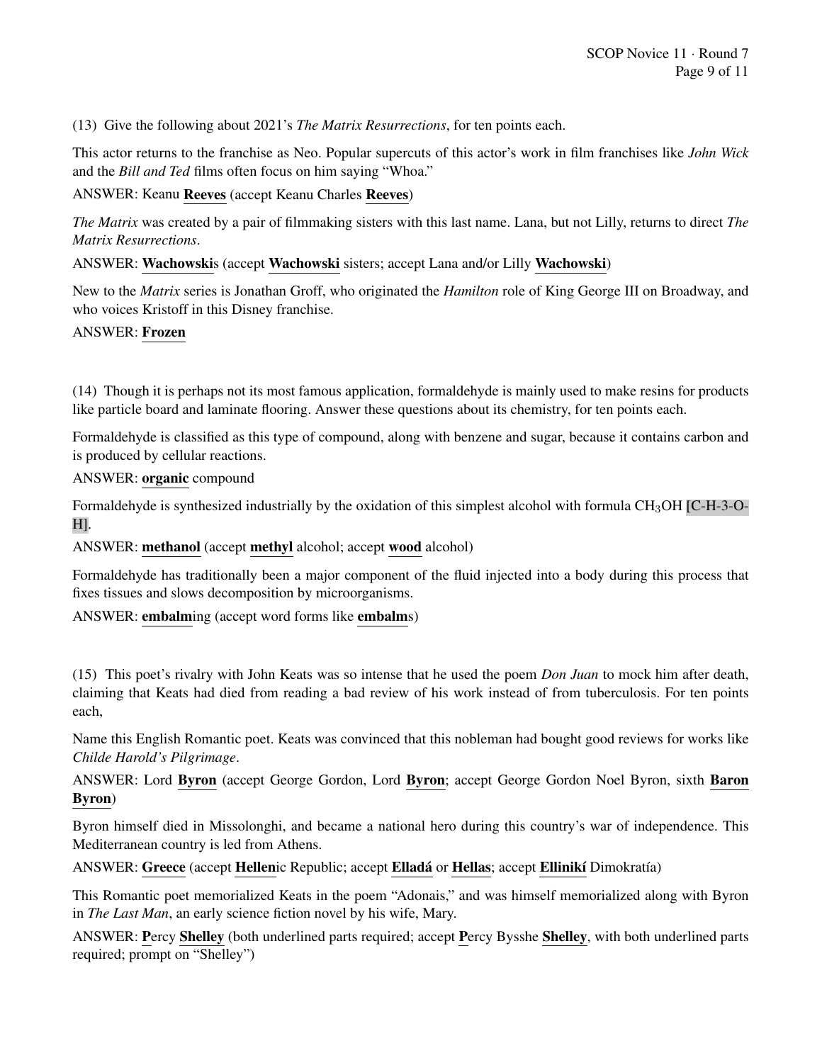(13) Give the following about 2021's *The Matrix Resurrections*, for ten points each.

This actor returns to the franchise as Neo. Popular supercuts of this actor's work in film franchises like *John Wick* and the *Bill and Ted* films often focus on him saying "Whoa."

ANSWER: Keanu **Reeves** (accept Keanu Charles **Reeves**)

*The Matrix* was created by a pair of filmmaking sisters with this last name. Lana, but not Lilly, returns to direct *The Matrix Resurrections*.

ANSWER: **Wachowski**s (accept **Wachowski** sisters; accept Lana and/or Lilly **Wachowski**)

New to the *Matrix* series is Jonathan Groff, who originated the *Hamilton* role of King George III on Broadway, and who voices Kristoff in this Disney franchise.

ANSWER: **Frozen**

(14) Though it is perhaps not its most famous application, formaldehyde is mainly used to make resins for products like particle board and laminate flooring. Answer these questions about its chemistry, for ten points each.

Formaldehyde is classified as this type of compound, along with benzene and sugar, because it contains carbon and is produced by cellular reactions.

ANSWER: **organic** compound

Formaldehyde is synthesized industrially by the oxidation of this simplest alcohol with formula $CH_3OH$ [C-H-3-O-H].

ANSWER: **methanol** (accept **methyl** alcohol; accept **wood** alcohol)

Formaldehyde has traditionally been a major component of the fluid injected into a body during this process that fixes tissues and slows decomposition by microorganisms.

ANSWER: **embalm**ing (accept word forms like **embalm**s)

(15) This poet's rivalry with John Keats was so intense that he used the poem *Don Juan* to mock him after death, claiming that Keats had died from reading a bad review of his work instead of from tuberculosis. For ten points each,

Name this English Romantic poet. Keats was convinced that this nobleman had bought good reviews for works like *Childe Harold's Pilgrimage*.

ANSWER: Lord **Byron** (accept George Gordon, Lord **Byron**; accept George Gordon Noel Byron, sixth **Baron Byron**)

Byron himself died in Missolonghi, and became a national hero during this country's war of independence. This Mediterranean country is led from Athens.

ANSWER: **Greece** (accept **Hellen**ic Republic; accept **Elladá** or **Hellas**; accept **Ellinikí** Dimokratía)

This Romantic poet memorialized Keats in the poem "Adonais," and was himself memorialized along with Byron in *The Last Man*, an early science fiction novel by his wife, Mary.

ANSWER: **P**ercy **Shelley** (both underlined parts required; accept **P**ercy Bysshe **Shelley**, with both underlined parts required; prompt on "Shelley")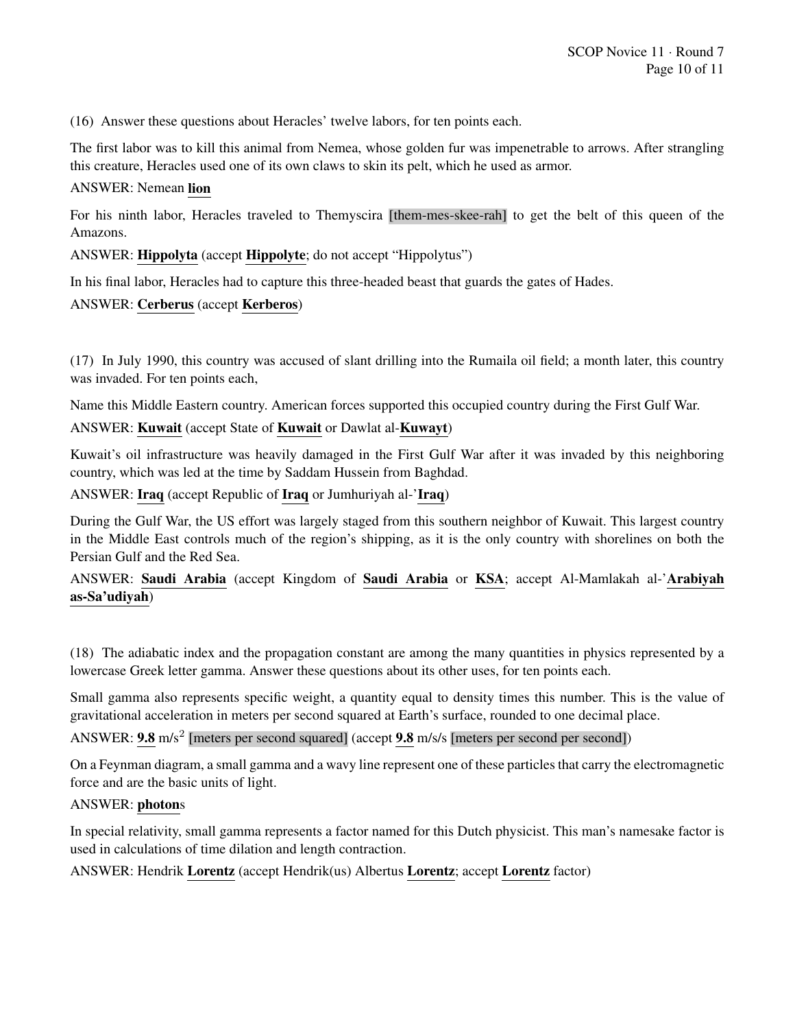(16) Answer these questions about Heracles' twelve labors, for ten points each.

The first labor was to kill this animal from Nemea, whose golden fur was impenetrable to arrows. After strangling this creature, Heracles used one of its own claws to skin its pelt, which he used as armor.

ANSWER: Nemean **lion**

For his ninth labor, Heracles traveled to Themyscira [them-mes-skee-rah] to get the belt of this queen of the Amazons.

ANSWER: **Hippolyta** (accept **Hippolyte**; do not accept "Hippolytus")

In his final labor, Heracles had to capture this three-headed beast that guards the gates of Hades.

ANSWER: **Cerberus** (accept **Kerberos**)

(17) In July 1990, this country was accused of slant drilling into the Rumaila oil field; a month later, this country was invaded. For ten points each,

Name this Middle Eastern country. American forces supported this occupied country during the First Gulf War.

ANSWER: **Kuwait** (accept State of **Kuwait** or Dawlat al-**Kuwayt**)

Kuwait's oil infrastructure was heavily damaged in the First Gulf War after it was invaded by this neighboring country, which was led at the time by Saddam Hussein from Baghdad.

ANSWER: **Iraq** (accept Republic of **Iraq** or Jumhuriyah al-'**Iraq**)

During the Gulf War, the US effort was largely staged from this southern neighbor of Kuwait. This largest country in the Middle East controls much of the region's shipping, as it is the only country with shorelines on both the Persian Gulf and the Red Sea.

ANSWER: **Saudi Arabia** (accept Kingdom of **Saudi Arabia** or **KSA**; accept Al-Mamlakah al-'**Arabiyah as-Sa'udiyah**)

(18) The adiabatic index and the propagation constant are among the many quantities in physics represented by a lowercase Greek letter gamma. Answer these questions about its other uses, for ten points each.

Small gamma also represents specific weight, a quantity equal to density times this number. This is the value of gravitational acceleration in meters per second squared at Earth's surface, rounded to one decimal place.

ANSWER: **9.8** m/s$^2$ [meters per second squared] (accept **9.8** m/s/s [meters per second per second])

On a Feynman diagram, a small gamma and a wavy line represent one of these particles that carry the electromagnetic force and are the basic units of light.

ANSWER: **photon**s

In special relativity, small gamma represents a factor named for this Dutch physicist. This man's namesake factor is used in calculations of time dilation and length contraction.

ANSWER: Hendrik **Lorentz** (accept Hendrik(us) Albertus **Lorentz**; accept **Lorentz** factor)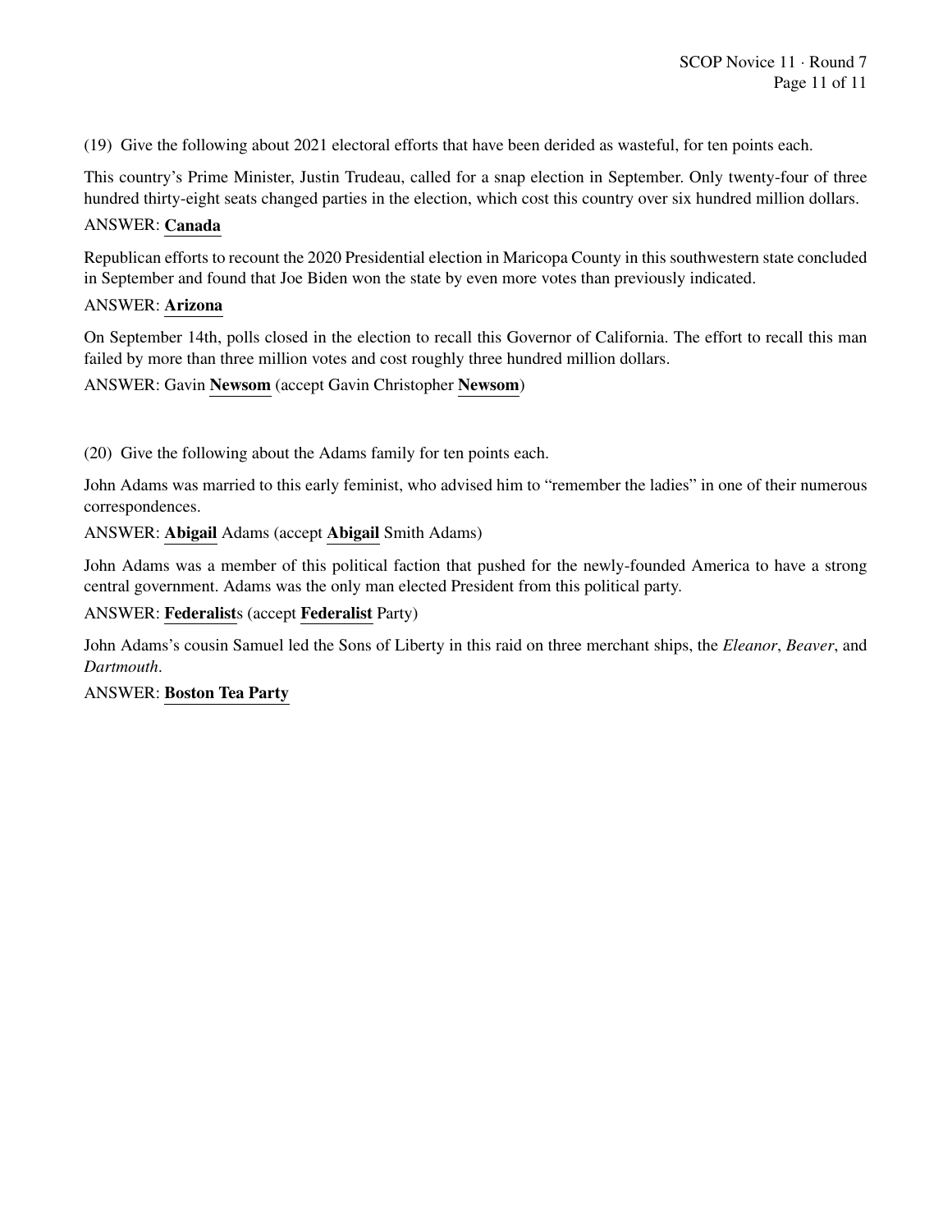(19) Give the following about 2021 electoral efforts that have been derided as wasteful, for ten points each.

This country's Prime Minister, Justin Trudeau, called for a snap election in September. Only twenty-four of three hundred thirty-eight seats changed parties in the election, which cost this country over six hundred million dollars.

ANSWER: **Canada**

Republican efforts to recount the 2020 Presidential election in Maricopa County in this southwestern state concluded in September and found that Joe Biden won the state by even more votes than previously indicated.

ANSWER: **Arizona**

On September 14th, polls closed in the election to recall this Governor of California. The effort to recall this man failed by more than three million votes and cost roughly three hundred million dollars.

ANSWER: Gavin **Newsom** (accept Gavin Christopher **Newsom**)

(20) Give the following about the Adams family for ten points each.

John Adams was married to this early feminist, who advised him to "remember the ladies" in one of their numerous correspondences.

ANSWER: **Abigail** Adams (accept **Abigail** Smith Adams)

John Adams was a member of this political faction that pushed for the newly-founded America to have a strong central government. Adams was the only man elected President from this political party.

ANSWER: **Federalist**s (accept **Federalist** Party)

John Adams's cousin Samuel led the Sons of Liberty in this raid on three merchant ships, the *Eleanor*, *Beaver*, and *Dartmouth*.

ANSWER: **Boston Tea Party**